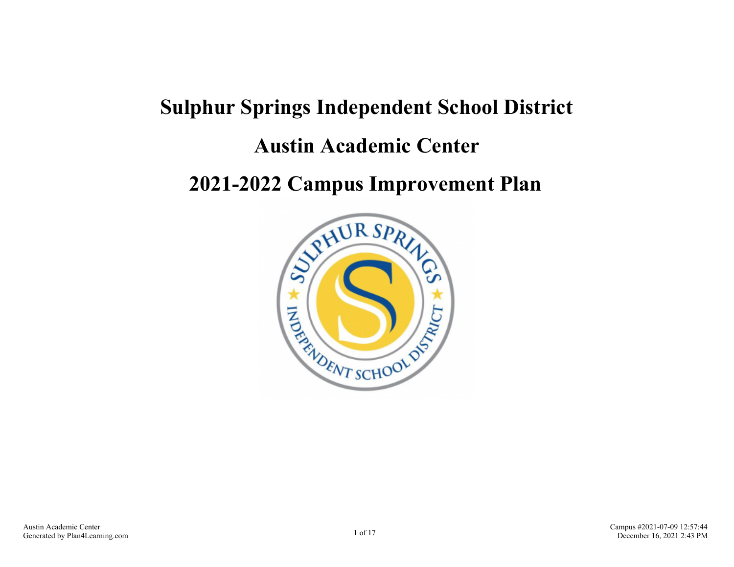# Sulphur Springs Independent School District

# Austin Academic Center

# 2021-2022 Campus Improvement Plan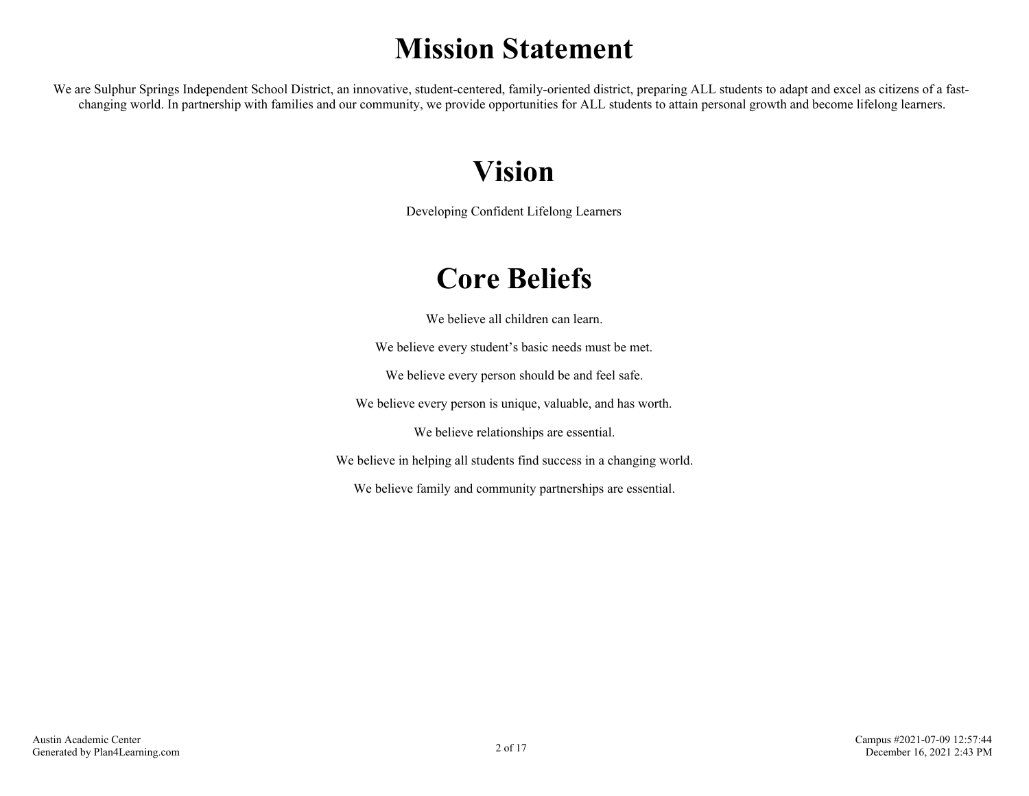# Mission Statement

We are Sulphur Springs Independent School District, an innovative, student-centered, family-oriented district, preparing ALL students to adapt and excel as citizens of a fast-changing world. In partnership with families and our community, we provide opportunities for ALL students to attain personal growth and become lifelong learners.

# Vision

Developing Confident Lifelong Learners

# Core Beliefs

We believe all children can learn.

We believe every student's basic needs must be met.

We believe every person should be and feel safe.

We believe every person is unique, valuable, and has worth.

We believe relationships are essential.

We believe in helping all students find success in a changing world.

We believe family and community partnerships are essential.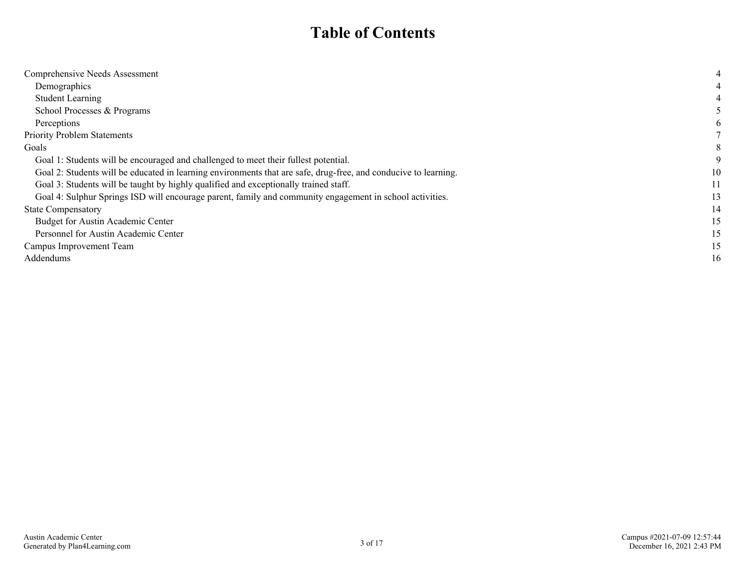# Table of Contents

| | |
|---|---|
| Comprehensive Needs Assessment | 4 |
| Demographics | 4 |
| Student Learning | 4 |
| School Processes & Programs | 5 |
| Perceptions | 6 |
| Priority Problem Statements | 7 |
| Goals | 8 |
| Goal 1: Students will be encouraged and challenged to meet their fullest potential. | 9 |
| Goal 2: Students will be educated in learning environments that are safe, drug-free, and conducive to learning. | 10 |
| Goal 3: Students will be taught by highly qualified and exceptionally trained staff. | 11 |
| Goal 4: Sulphur Springs ISD will encourage parent, family and community engagement in school activities. | 13 |
| State Compensatory | 14 |
| Budget for Austin Academic Center | 15 |
| Personnel for Austin Academic Center | 15 |
| Campus Improvement Team | 15 |
| Addendums | 16 |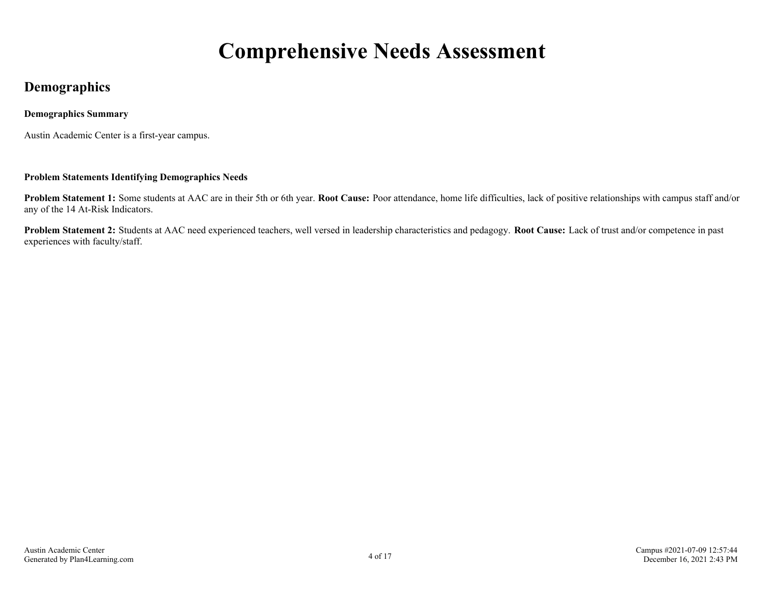# Comprehensive Needs Assessment

## Demographics

**Demographics Summary**

Austin Academic Center is a first-year campus.

**Problem Statements Identifying Demographics Needs**

**Problem Statement 1:** Some students at AAC are in their 5th or 6th year. **Root Cause:** Poor attendance, home life difficulties, lack of positive relationships with campus staff and/or any of the 14 At-Risk Indicators.

**Problem Statement 2:** Students at AAC need experienced teachers, well versed in leadership characteristics and pedagogy. **Root Cause:** Lack of trust and/or competence in past experiences with faculty/staff.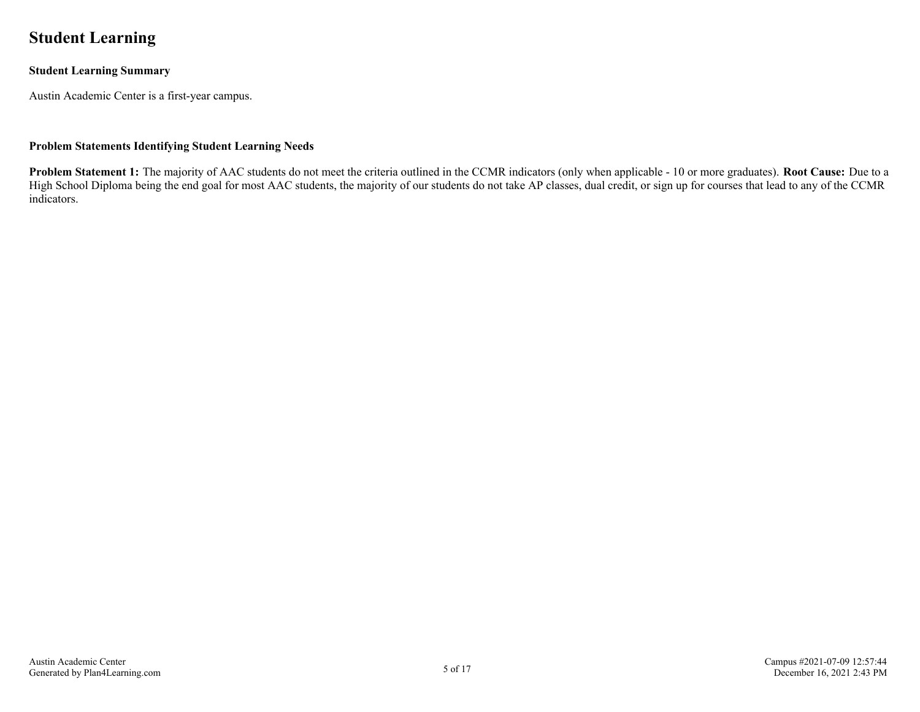# Student Learning

**Student Learning Summary**

Austin Academic Center is a first-year campus.

**Problem Statements Identifying Student Learning Needs**

**Problem Statement 1:** The majority of AAC students do not meet the criteria outlined in the CCMR indicators (only when applicable - 10 or more graduates). **Root Cause:** Due to a High School Diploma being the end goal for most AAC students, the majority of our students do not take AP classes, dual credit, or sign up for courses that lead to any of the CCMR indicators.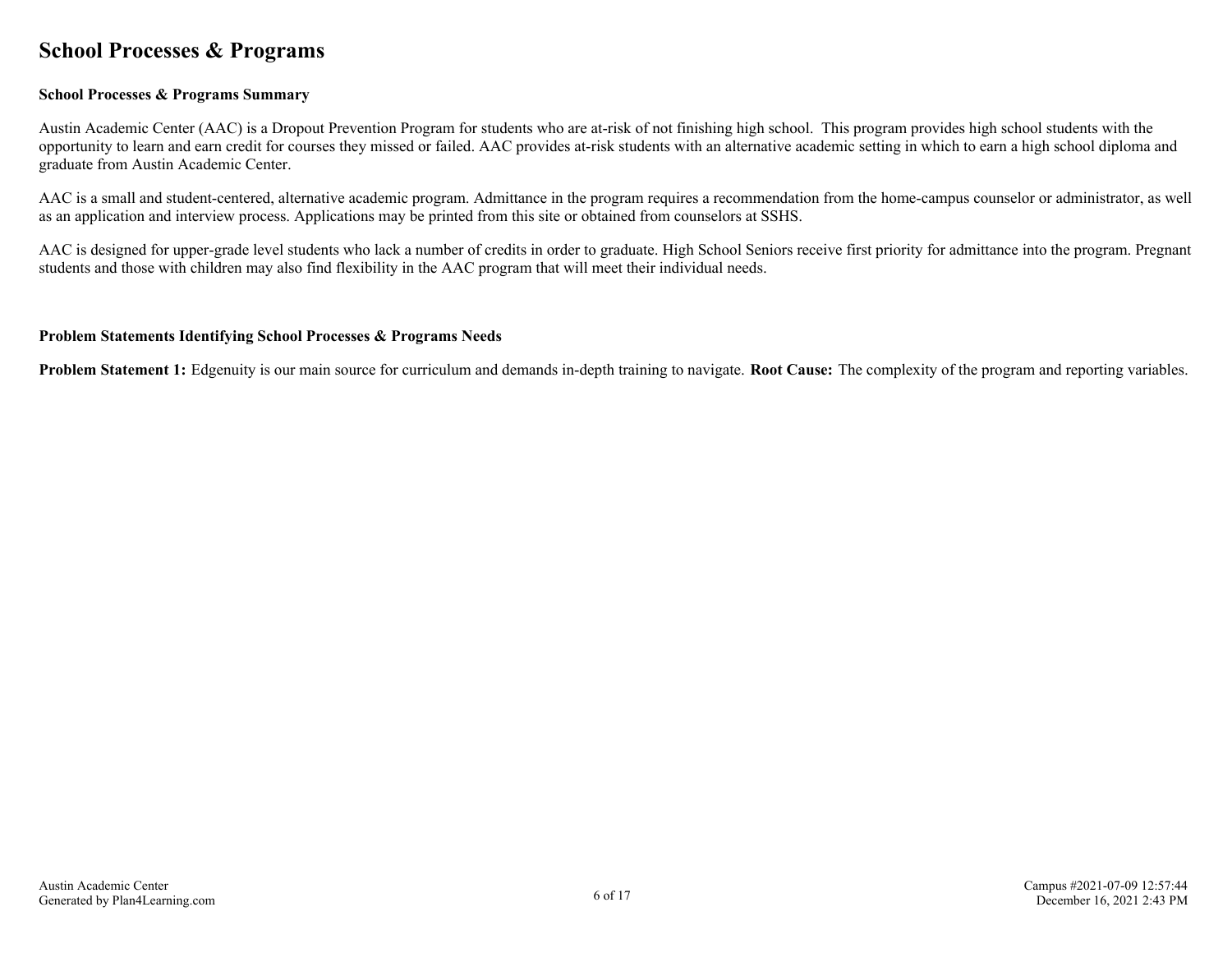# School Processes & Programs

**School Processes & Programs Summary**

Austin Academic Center (AAC) is a Dropout Prevention Program for students who are at-risk of not finishing high school. This program provides high school students with the opportunity to learn and earn credit for courses they missed or failed. AAC provides at-risk students with an alternative academic setting in which to earn a high school diploma and graduate from Austin Academic Center.

AAC is a small and student-centered, alternative academic program. Admittance in the program requires a recommendation from the home-campus counselor or administrator, as well as an application and interview process. Applications may be printed from this site or obtained from counselors at SSHS.

AAC is designed for upper-grade level students who lack a number of credits in order to graduate. High School Seniors receive first priority for admittance into the program. Pregnant students and those with children may also find flexibility in the AAC program that will meet their individual needs.

**Problem Statements Identifying School Processes & Programs Needs**

**Problem Statement 1:** Edgenuity is our main source for curriculum and demands in-depth training to navigate. **Root Cause:** The complexity of the program and reporting variables.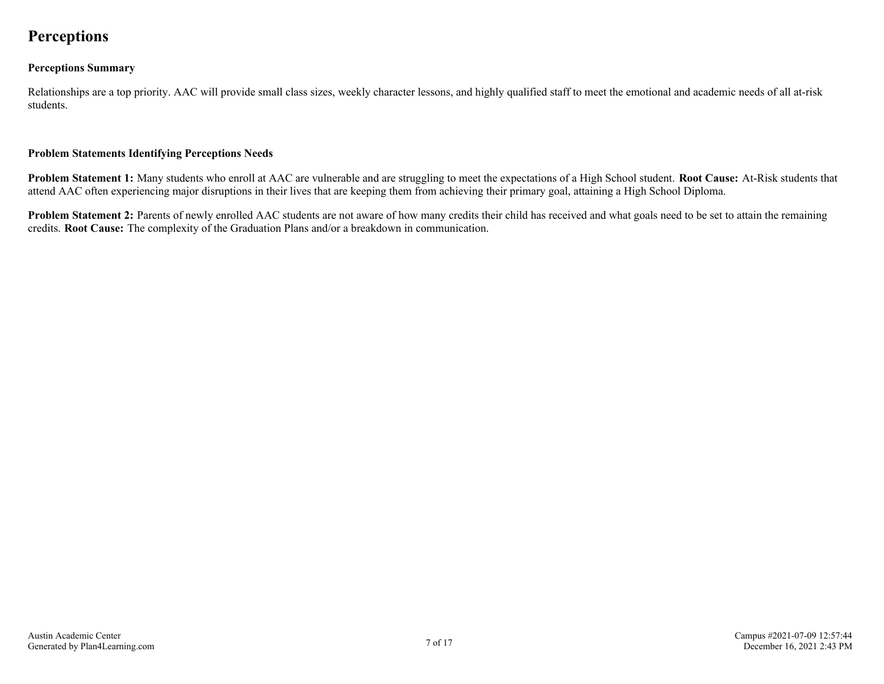# Perceptions

### Perceptions Summary

Relationships are a top priority. AAC will provide small class sizes, weekly character lessons, and highly qualified staff to meet the emotional and academic needs of all at-risk students.

### Problem Statements Identifying Perceptions Needs

**Problem Statement 1:** Many students who enroll at AAC are vulnerable and are struggling to meet the expectations of a High School student. **Root Cause:** At-Risk students that attend AAC often experiencing major disruptions in their lives that are keeping them from achieving their primary goal, attaining a High School Diploma.

**Problem Statement 2:** Parents of newly enrolled AAC students are not aware of how many credits their child has received and what goals need to be set to attain the remaining credits. **Root Cause:** The complexity of the Graduation Plans and/or a breakdown in communication.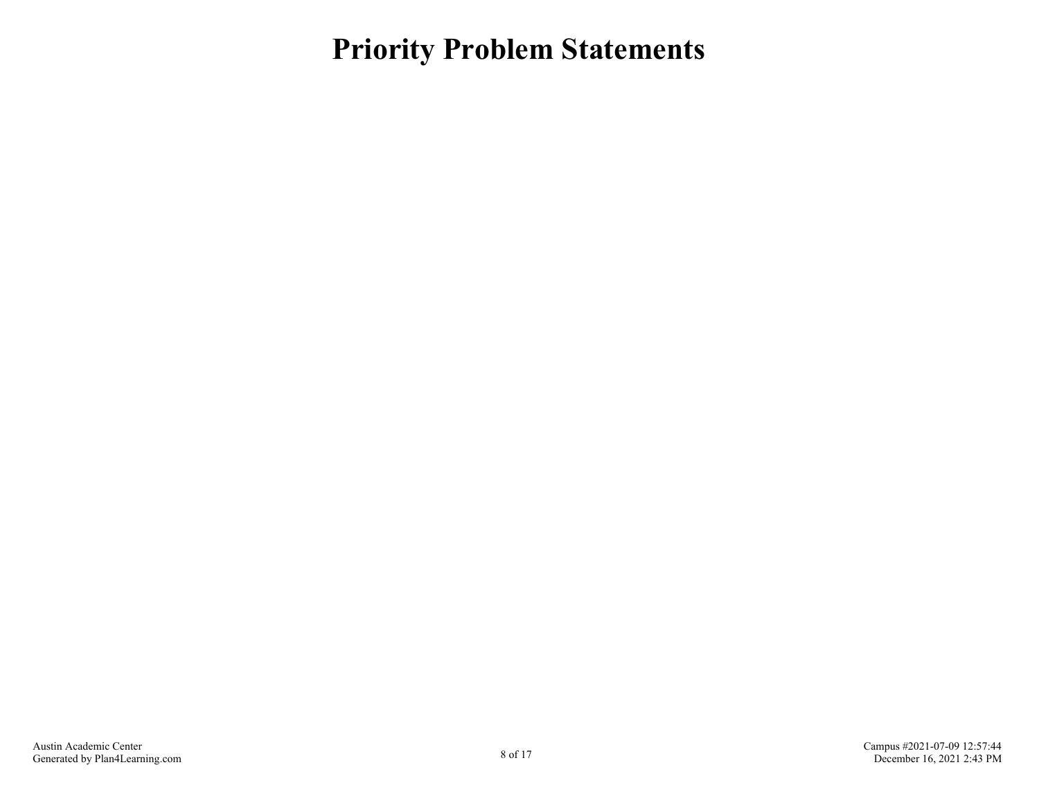# Priority Problem Statements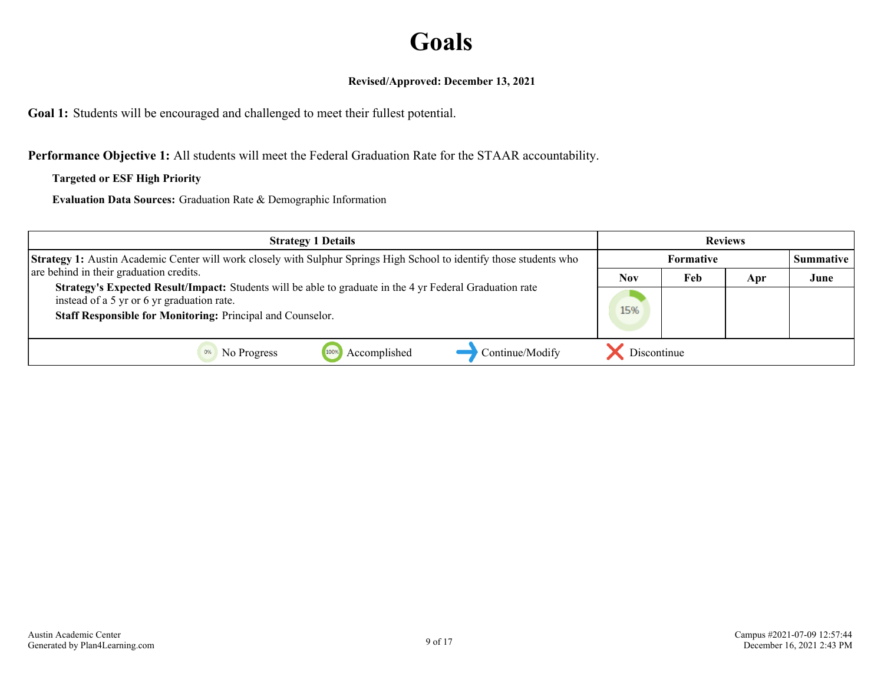# Goals

**Revised/Approved: December 13, 2021**

**Goal 1:** Students will be encouraged and challenged to meet their fullest potential.

**Performance Objective 1:** All students will meet the Federal Graduation Rate for the STAAR accountability.

**Targeted or ESF High Priority**

**Evaluation Data Sources:** Graduation Rate & Demographic Information

| Strategy 1 Details | Reviews | | | |
|---|---|---|---|---|
| | Formative | | | Summative |
| | Nov | Feb | Apr | June |
| **Strategy 1:** Austin Academic Center will work closely with Sulphur Springs High School to identify those students who are behind in their graduation credits.<br>**Strategy's Expected Result/Impact:** Students will be able to graduate in the 4 yr Federal Graduation rate instead of a 5 yr or 6 yr graduation rate.<br>**Staff Responsible for Monitoring:** Principal and Counselor. | 15% | | | |

0% No Progress | 100% Accomplished | → Continue/Modify | ✕ Discontinue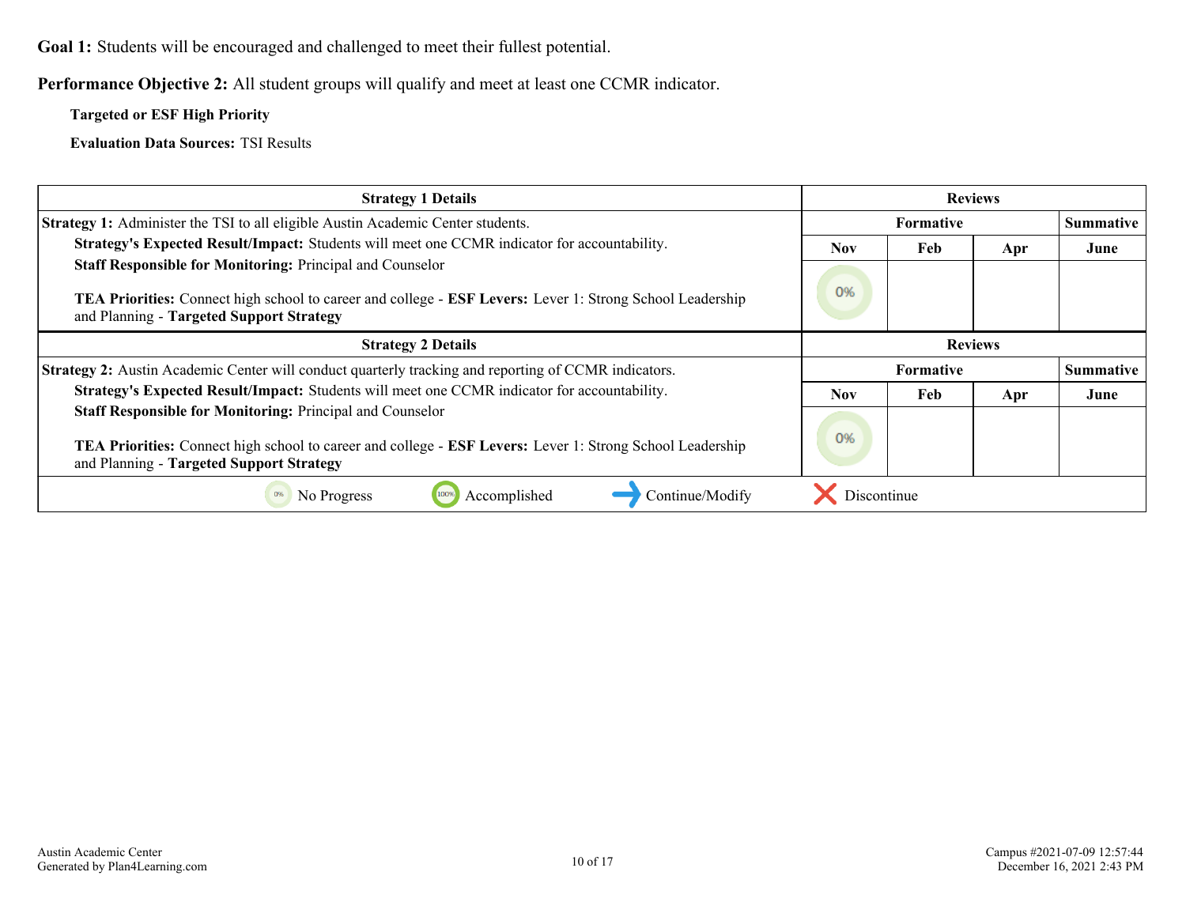**Goal 1:** Students will be encouraged and challenged to meet their fullest potential.

**Performance Objective 2:** All student groups will qualify and meet at least one CCMR indicator.

**Targeted or ESF High Priority**

**Evaluation Data Sources:** TSI Results

| Strategy 1 Details | Reviews | | | |
|---|---|---|---|---|
| | Formative | | | Summative |
| | Nov | Feb | Apr | June |
| **Strategy 1:** Administer the TSI to all eligible Austin Academic Center students.<br>**Strategy's Expected Result/Impact:** Students will meet one CCMR indicator for accountability.<br>**Staff Responsible for Monitoring:** Principal and Counselor<br><br>**TEA Priorities:** Connect high school to career and college - **ESF Levers:** Lever 1: Strong School Leadership and Planning - **Targeted Support Strategy** | 0% | | | |

| Strategy 2 Details | Reviews | | | |
|---|---|---|---|---|
| | Formative | | | Summative |
| | Nov | Feb | Apr | June |
| **Strategy 2:** Austin Academic Center will conduct quarterly tracking and reporting of CCMR indicators.<br>**Strategy's Expected Result/Impact:** Students will meet one CCMR indicator for accountability.<br>**Staff Responsible for Monitoring:** Principal and Counselor<br><br>**TEA Priorities:** Connect high school to career and college - **ESF Levers:** Lever 1: Strong School Leadership and Planning - **Targeted Support Strategy** | 0% | | | |

0% No Progress | 100% Accomplished | → Continue/Modify | ✕ Discontinue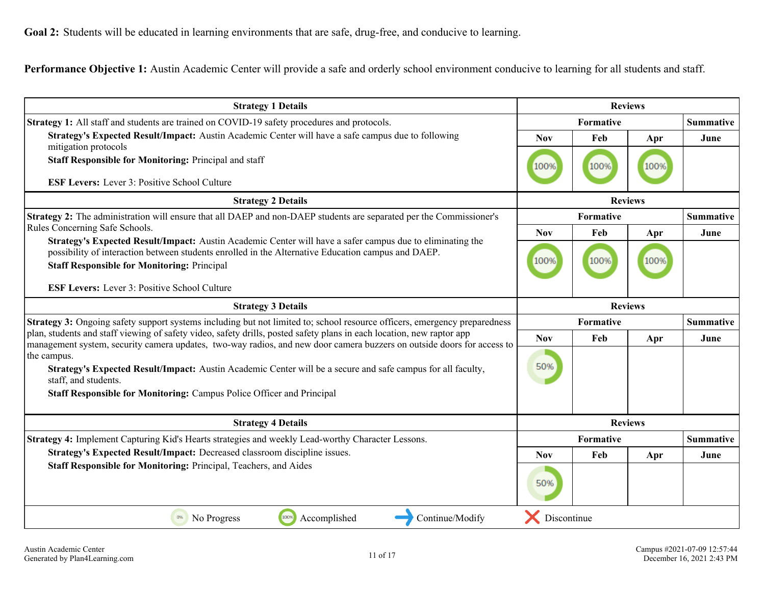**Goal 2:** Students will be educated in learning environments that are safe, drug-free, and conducive to learning.

**Performance Objective 1:** Austin Academic Center will provide a safe and orderly school environment conducive to learning for all students and staff.

| Strategy 1 Details | Reviews | | | |
|---|---|---|---|---|
| **Strategy 1:** All staff and students are trained on COVID-19 safety procedures and protocols. | Formative | | | Summative |
| **Strategy's Expected Result/Impact:** Austin Academic Center will have a safe campus due to following mitigation protocols<br>**Staff Responsible for Monitoring:** Principal and staff<br><br>**ESF Levers:** Lever 3: Positive School Culture | Nov | Feb | Apr | June |
| | 100% | 100% | 100% | |

| Strategy 2 Details | Reviews | | | |
|---|---|---|---|---|
| **Strategy 2:** The administration will ensure that all DAEP and non-DAEP students are separated per the Commissioner's Rules Concerning Safe Schools. | Formative | | | Summative |
| **Strategy's Expected Result/Impact:** Austin Academic Center will have a safer campus due to eliminating the possibility of interaction between students enrolled in the Alternative Education campus and DAEP.<br>**Staff Responsible for Monitoring:** Principal<br><br>**ESF Levers:** Lever 3: Positive School Culture | Nov | Feb | Apr | June |
| | 100% | 100% | 100% | |

| Strategy 3 Details | Reviews | | | |
|---|---|---|---|---|
| **Strategy 3:** Ongoing safety support systems including but not limited to; school resource officers, emergency preparedness plan, students and staff viewing of safety video, safety drills, posted safety plans in each location, new raptor app management system, security camera updates, two-way radios, and new door camera buzzers on outside doors for access to the campus. | Formative | | | Summative |
| **Strategy's Expected Result/Impact:** Austin Academic Center will be a secure and safe campus for all faculty, staff, and students.<br>**Staff Responsible for Monitoring:** Campus Police Officer and Principal | Nov | Feb | Apr | June |
| | 50% | | | |

| Strategy 4 Details | Reviews | | | |
|---|---|---|---|---|
| **Strategy 4:** Implement Capturing Kid's Hearts strategies and weekly Lead-worthy Character Lessons. | Formative | | | Summative |
| **Strategy's Expected Result/Impact:** Decreased classroom discipline issues.<br>**Staff Responsible for Monitoring:** Principal, Teachers, and Aides | Nov | Feb | Apr | June |
| | 50% | | | |

0% No Progress | 100% Accomplished | Continue/Modify | Discontinue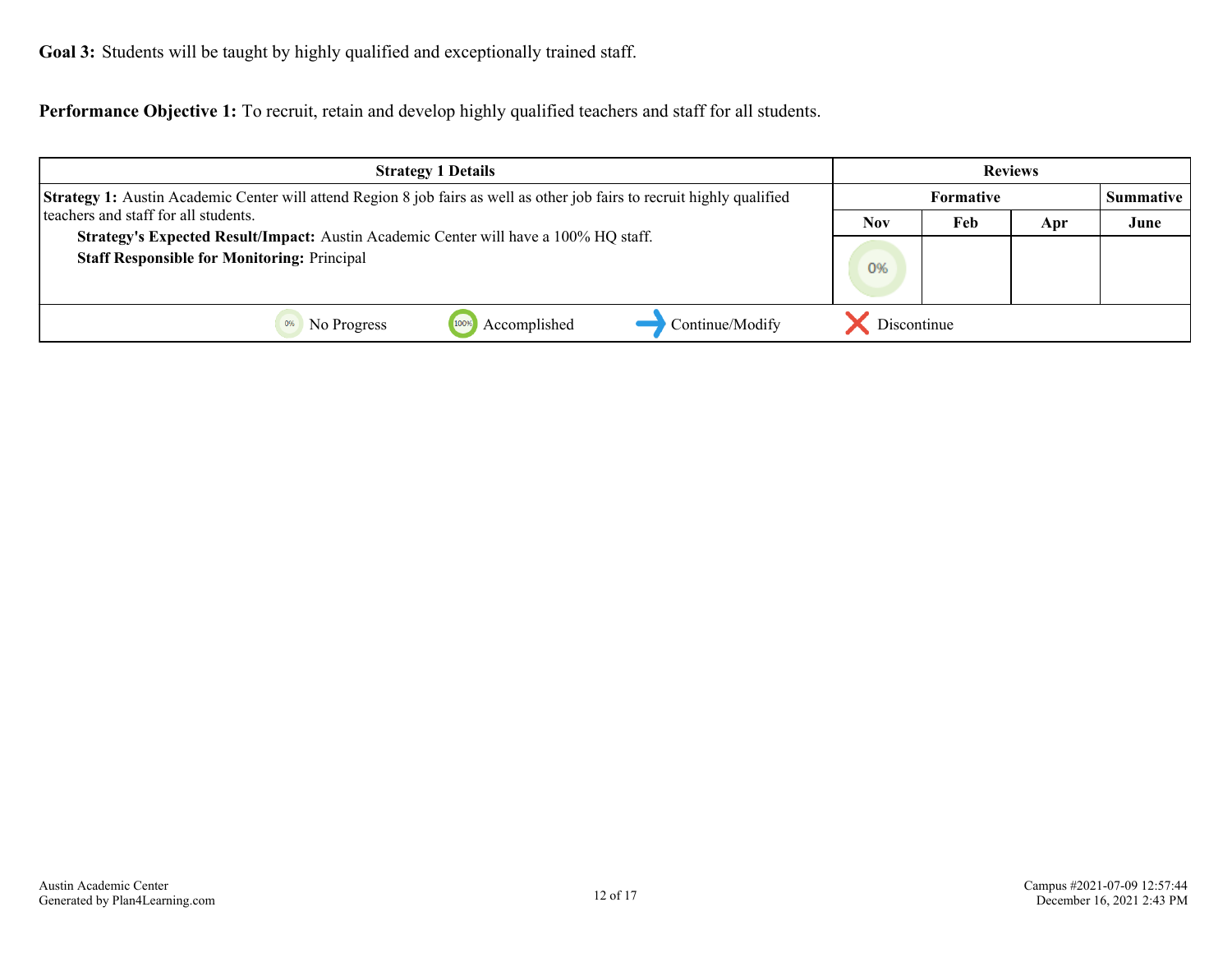**Goal 3:** Students will be taught by highly qualified and exceptionally trained staff.

**Performance Objective 1:** To recruit, retain and develop highly qualified teachers and staff for all students.

| Strategy 1 Details | Reviews | | | |
|---|---|---|---|---|
| | Formative | | | Summative |
| | Nov | Feb | Apr | June |
| **Strategy 1:** Austin Academic Center will attend Region 8 job fairs as well as other job fairs to recruit highly qualified teachers and staff for all students.<br>**Strategy's Expected Result/Impact:** Austin Academic Center will have a 100% HQ staff.<br>**Staff Responsible for Monitoring:** Principal | 0% | | | |

0% No Progress | 100% Accomplished | → Continue/Modify | ✗ Discontinue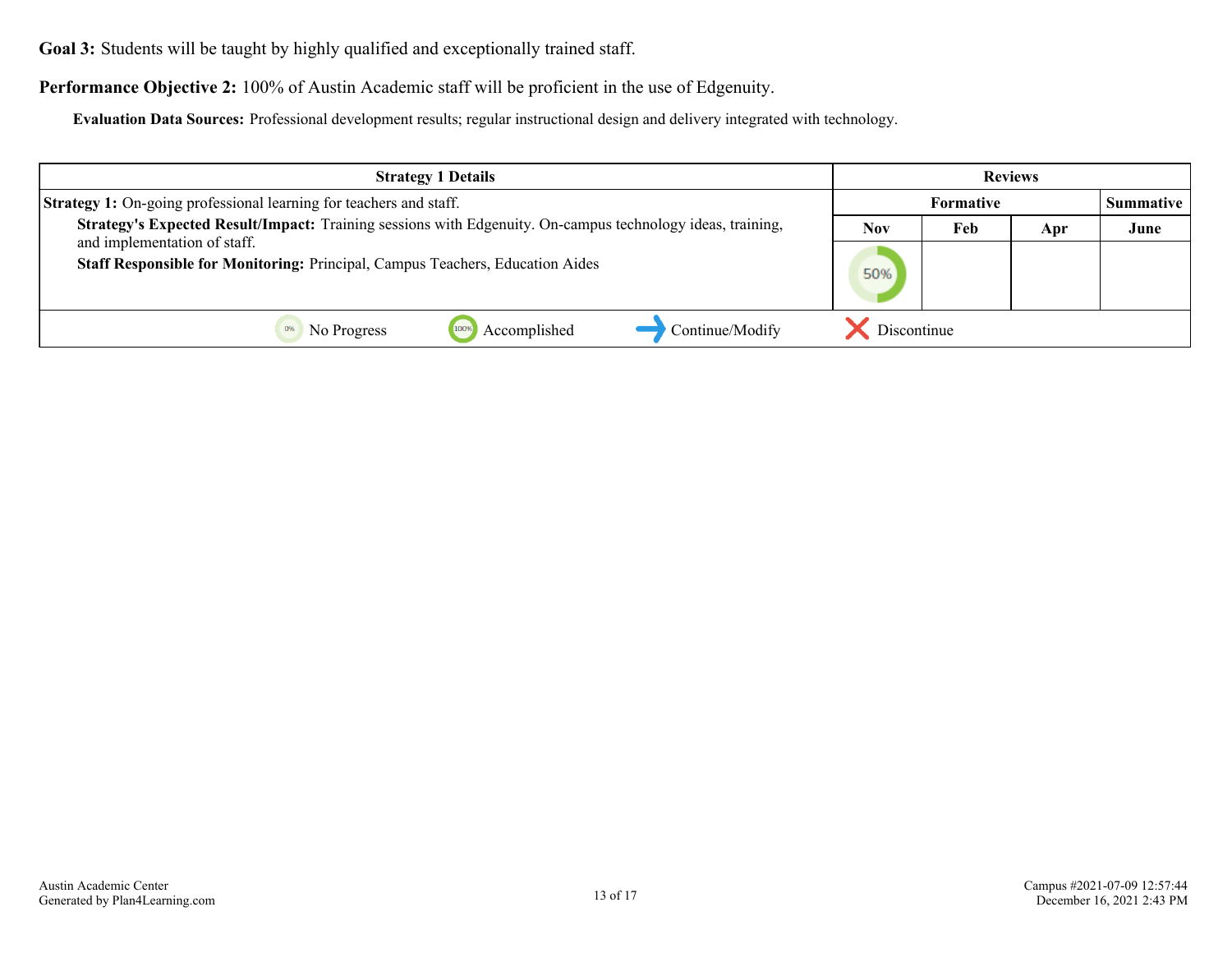**Goal 3:** Students will be taught by highly qualified and exceptionally trained staff.

**Performance Objective 2:** 100% of Austin Academic staff will be proficient in the use of Edgenuity.

**Evaluation Data Sources:** Professional development results; regular instructional design and delivery integrated with technology.

| Strategy 1 Details | Reviews | | | |
|---|---|---|---|---|
| | Formative | | | Summative |
| | Nov | Feb | Apr | June |
| **Strategy 1:** On-going professional learning for teachers and staff.<br>**Strategy's Expected Result/Impact:** Training sessions with Edgenuity. On-campus technology ideas, training, and implementation of staff.<br>**Staff Responsible for Monitoring:** Principal, Campus Teachers, Education Aides | 50% | | | |

0% No Progress | 100% Accomplished | Continue/Modify | Discontinue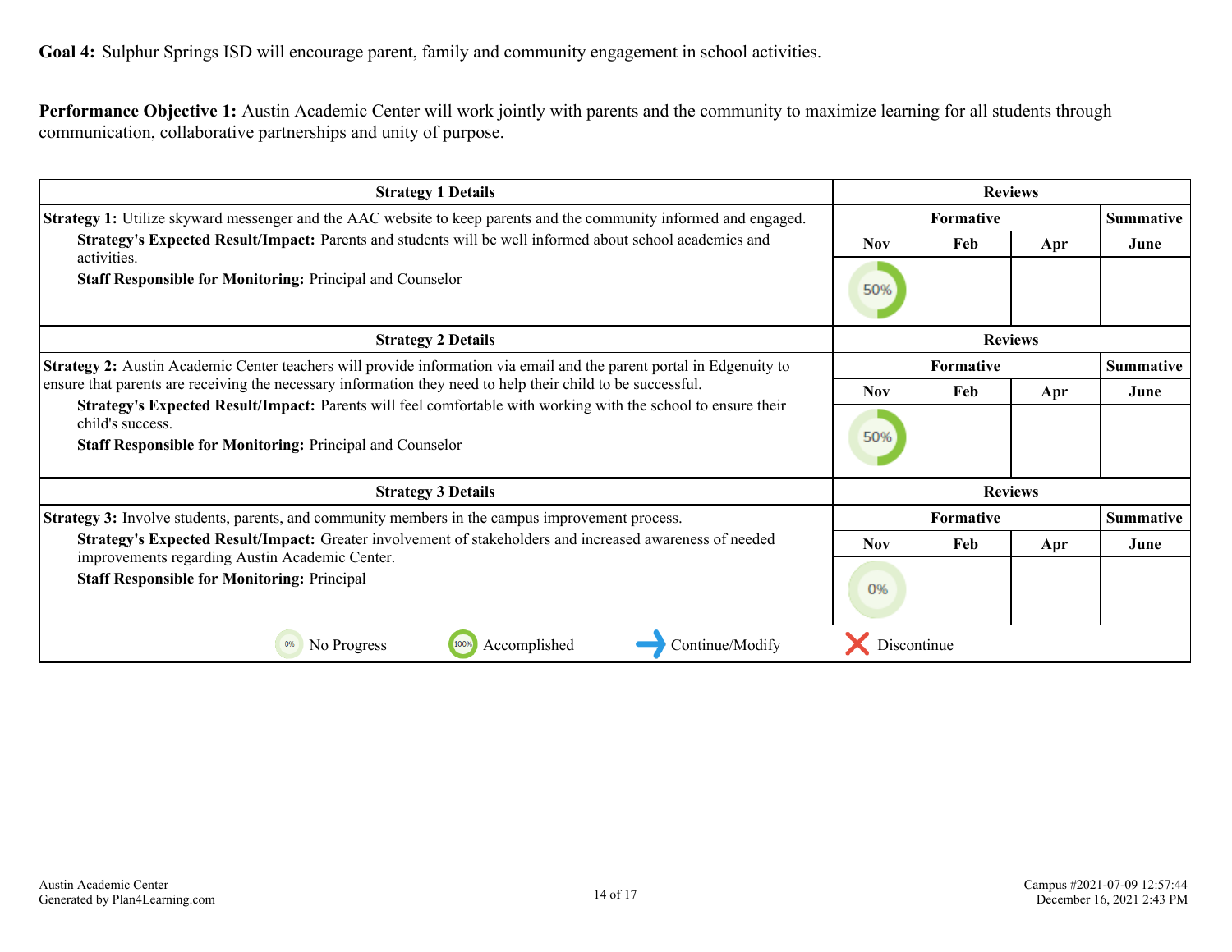**Goal 4:** Sulphur Springs ISD will encourage parent, family and community engagement in school activities.

**Performance Objective 1:** Austin Academic Center will work jointly with parents and the community to maximize learning for all students through communication, collaborative partnerships and unity of purpose.

| Strategy 1 Details | Reviews | | | |
|---|---|---|---|---|
| | Formative | | | Summative |
| **Strategy 1:** Utilize skyward messenger and the AAC website to keep parents and the community informed and engaged.<br>**Strategy's Expected Result/Impact:** Parents and students will be well informed about school academics and activities.<br>**Staff Responsible for Monitoring:** Principal and Counselor | Nov | Feb | Apr | June |
| | 50% | | | |

| Strategy 2 Details | Reviews | | | |
|---|---|---|---|---|
| | Formative | | | Summative |
| **Strategy 2:** Austin Academic Center teachers will provide information via email and the parent portal in Edgenuity to ensure that parents are receiving the necessary information they need to help their child to be successful.<br>**Strategy's Expected Result/Impact:** Parents will feel comfortable with working with the school to ensure their child's success.<br>**Staff Responsible for Monitoring:** Principal and Counselor | Nov | Feb | Apr | June |
| | 50% | | | |

| Strategy 3 Details | Reviews | | | |
|---|---|---|---|---|
| | Formative | | | Summative |
| **Strategy 3:** Involve students, parents, and community members in the campus improvement process.<br>**Strategy's Expected Result/Impact:** Greater involvement of stakeholders and increased awareness of needed improvements regarding Austin Academic Center.<br>**Staff Responsible for Monitoring:** Principal | Nov | Feb | Apr | June |
| | 0% | | | |

0% No Progress | 100% Accomplished | → Continue/Modify | ✕ Discontinue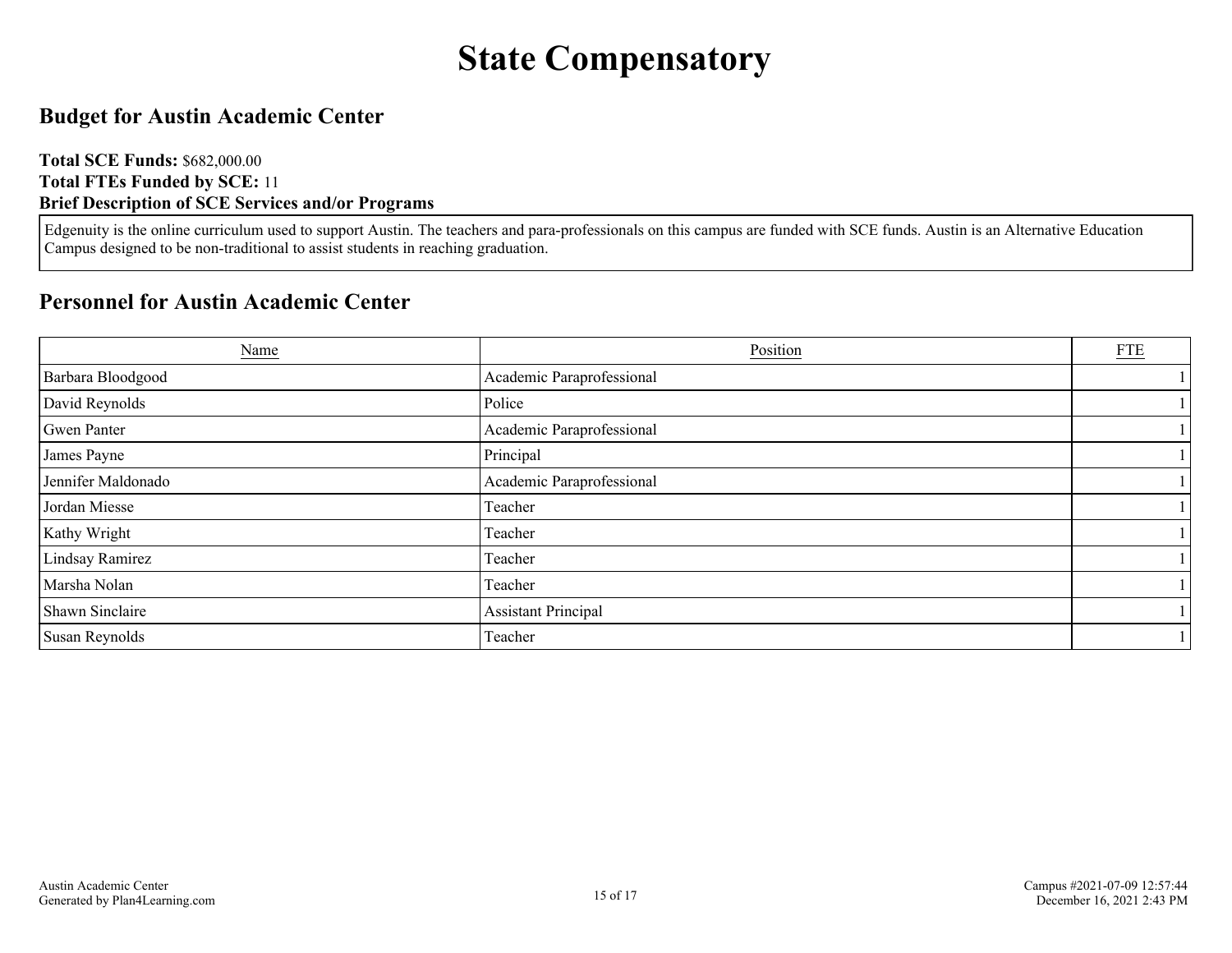# State Compensatory

## Budget for Austin Academic Center

**Total SCE Funds:** $682,000.00
**Total FTEs Funded by SCE:** 11
**Brief Description of SCE Services and/or Programs**

Edgenuity is the online curriculum used to support Austin. The teachers and para-professionals on this campus are funded with SCE funds. Austin is an Alternative Education Campus designed to be non-traditional to assist students in reaching graduation.

## Personnel for Austin Academic Center

| Name | Position | FTE |
|---|---|---|
| Barbara Bloodgood | Academic Paraprofessional | 1 |
| David Reynolds | Police | 1 |
| Gwen Panter | Academic Paraprofessional | 1 |
| James Payne | Principal | 1 |
| Jennifer Maldonado | Academic Paraprofessional | 1 |
| Jordan Miesse | Teacher | 1 |
| Kathy Wright | Teacher | 1 |
| Lindsay Ramirez | Teacher | 1 |
| Marsha Nolan | Teacher | 1 |
| Shawn Sinclaire | Assistant Principal | 1 |
| Susan Reynolds | Teacher | 1 |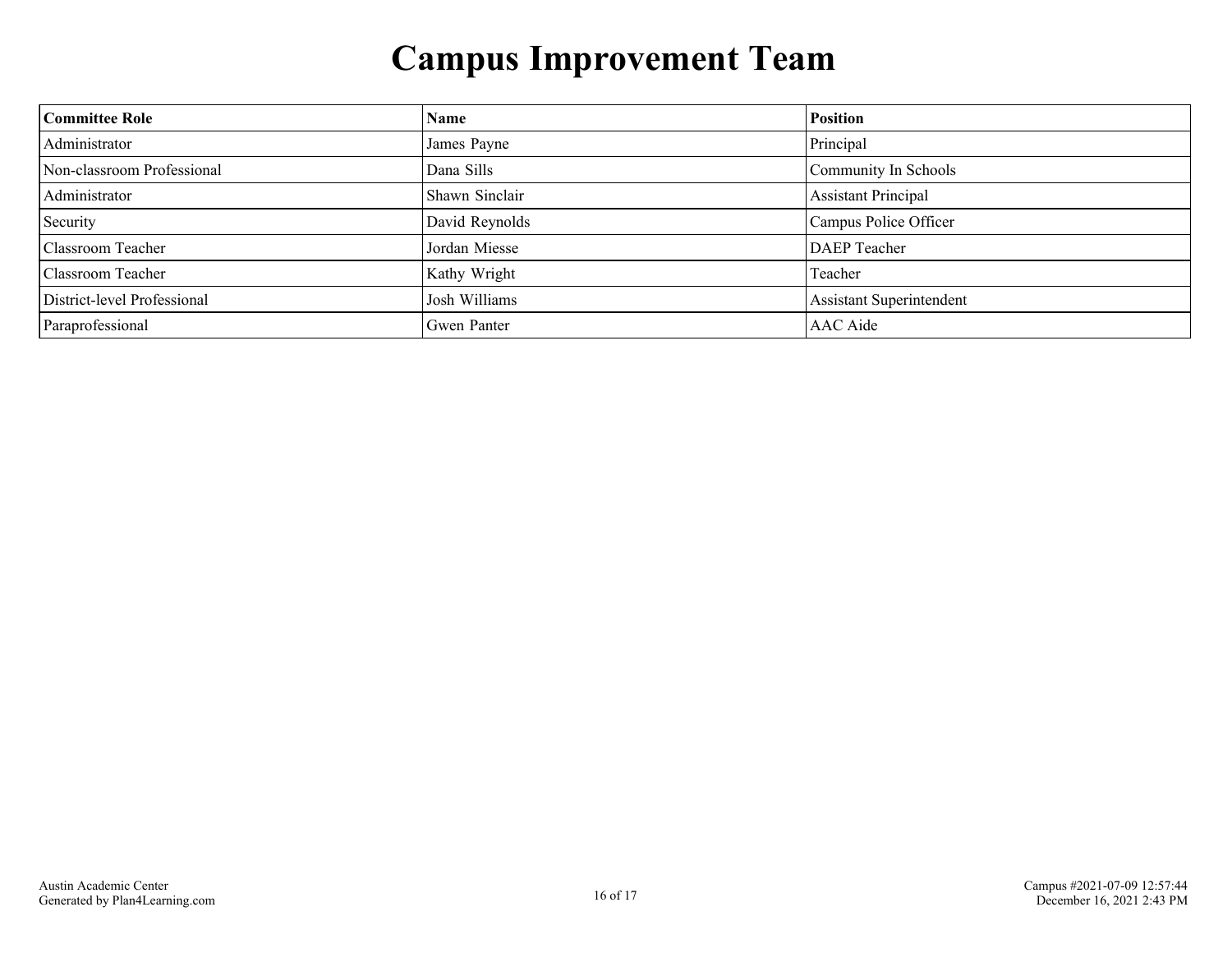# Campus Improvement Team

| Committee Role | Name | Position |
|---|---|---|
| Administrator | James Payne | Principal |
| Non-classroom Professional | Dana Sills | Community In Schools |
| Administrator | Shawn Sinclair | Assistant Principal |
| Security | David Reynolds | Campus Police Officer |
| Classroom Teacher | Jordan Miesse | DAEP Teacher |
| Classroom Teacher | Kathy Wright | Teacher |
| District-level Professional | Josh Williams | Assistant Superintendent |
| Paraprofessional | Gwen Panter | AAC Aide |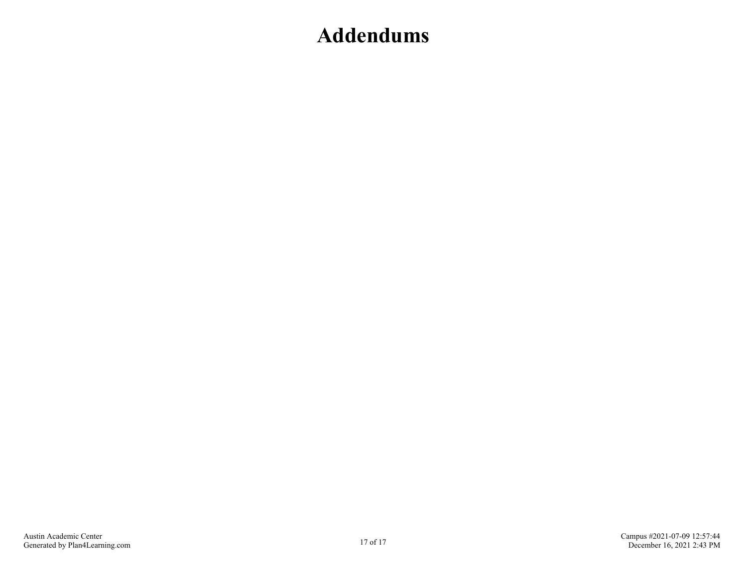# Addendums